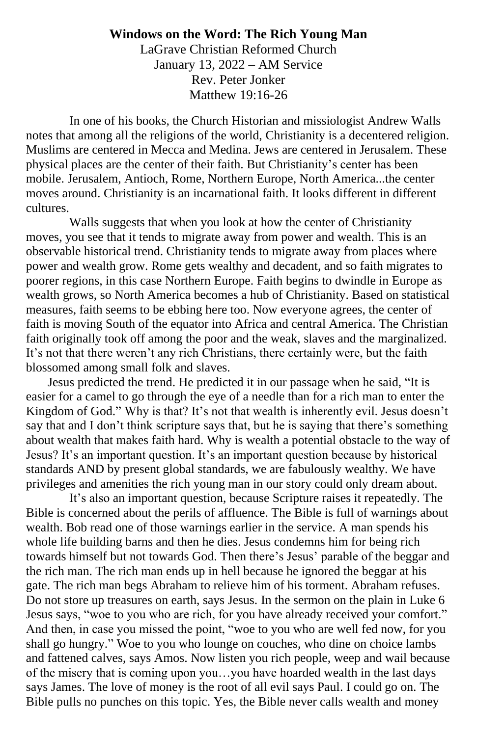**Windows on the Word: The Rich Young Man**

LaGrave Christian Reformed Church
January 13, 2022 – AM Service
Rev. Peter Jonker
Matthew 19:16-26

In one of his books, the Church Historian and missiologist Andrew Walls notes that among all the religions of the world, Christianity is a decentered religion. Muslims are centered in Mecca and Medina. Jews are centered in Jerusalem. These physical places are the center of their faith. But Christianity's center has been mobile. Jerusalem, Antioch, Rome, Northern Europe, North America...the center moves around. Christianity is an incarnational faith. It looks different in different cultures.

Walls suggests that when you look at how the center of Christianity moves, you see that it tends to migrate away from power and wealth. This is an observable historical trend. Christianity tends to migrate away from places where power and wealth grow. Rome gets wealthy and decadent, and so faith migrates to poorer regions, in this case Northern Europe. Faith begins to dwindle in Europe as wealth grows, so North America becomes a hub of Christianity. Based on statistical measures, faith seems to be ebbing here too. Now everyone agrees, the center of faith is moving South of the equator into Africa and central America. The Christian faith originally took off among the poor and the weak, slaves and the marginalized. It's not that there weren't any rich Christians, there certainly were, but the faith blossomed among small folk and slaves.

Jesus predicted the trend. He predicted it in our passage when he said, "It is easier for a camel to go through the eye of a needle than for a rich man to enter the Kingdom of God." Why is that? It's not that wealth is inherently evil. Jesus doesn't say that and I don't think scripture says that, but he is saying that there's something about wealth that makes faith hard. Why is wealth a potential obstacle to the way of Jesus? It's an important question. It's an important question because by historical standards AND by present global standards, we are fabulously wealthy. We have privileges and amenities the rich young man in our story could only dream about.

It's also an important question, because Scripture raises it repeatedly. The Bible is concerned about the perils of affluence. The Bible is full of warnings about wealth. Bob read one of those warnings earlier in the service. A man spends his whole life building barns and then he dies. Jesus condemns him for being rich towards himself but not towards God. Then there's Jesus' parable of the beggar and the rich man. The rich man ends up in hell because he ignored the beggar at his gate. The rich man begs Abraham to relieve him of his torment. Abraham refuses. Do not store up treasures on earth, says Jesus. In the sermon on the plain in Luke 6 Jesus says, "woe to you who are rich, for you have already received your comfort." And then, in case you missed the point, "woe to you who are well fed now, for you shall go hungry." Woe to you who lounge on couches, who dine on choice lambs and fattened calves, says Amos. Now listen you rich people, weep and wail because of the misery that is coming upon you…you have hoarded wealth in the last days says James. The love of money is the root of all evil says Paul. I could go on. The Bible pulls no punches on this topic. Yes, the Bible never calls wealth and money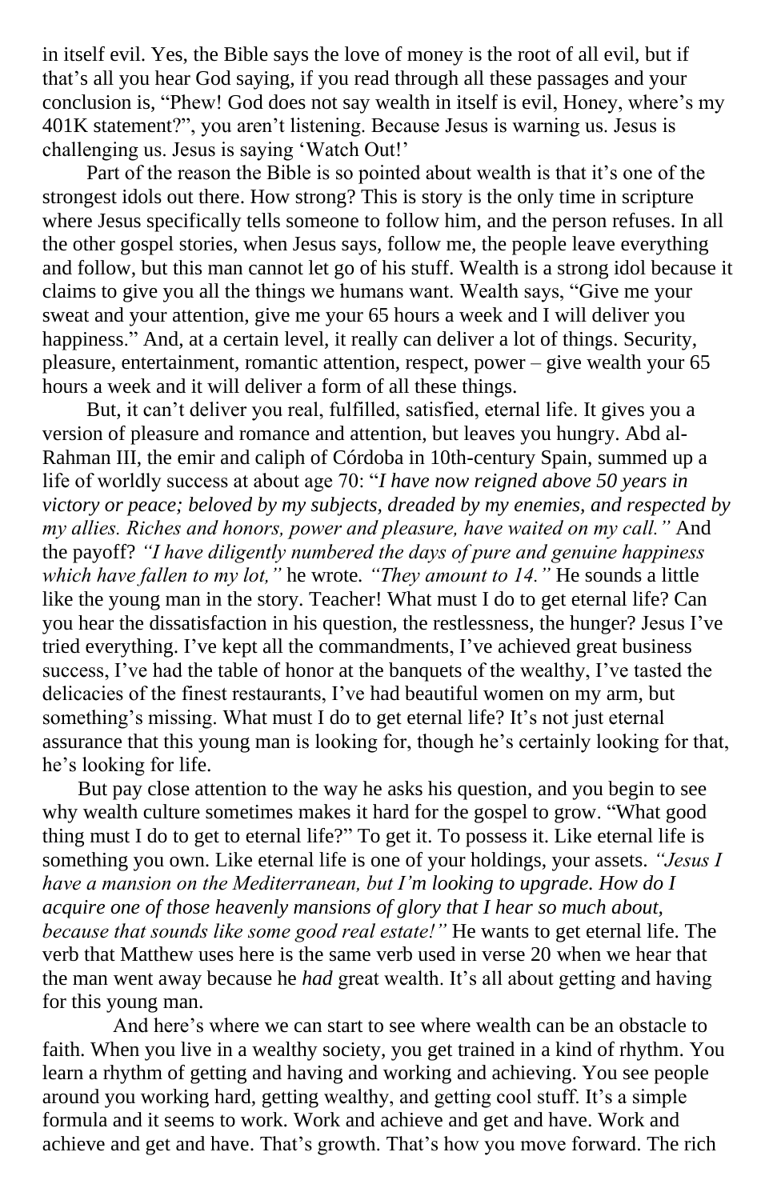in itself evil. Yes, the Bible says the love of money is the root of all evil, but if that's all you hear God saying, if you read through all these passages and your conclusion is, "Phew! God does not say wealth in itself is evil, Honey, where's my 401K statement?", you aren't listening. Because Jesus is warning us. Jesus is challenging us. Jesus is saying 'Watch Out!'

Part of the reason the Bible is so pointed about wealth is that it's one of the strongest idols out there. How strong? This is story is the only time in scripture where Jesus specifically tells someone to follow him, and the person refuses. In all the other gospel stories, when Jesus says, follow me, the people leave everything and follow, but this man cannot let go of his stuff. Wealth is a strong idol because it claims to give you all the things we humans want. Wealth says, "Give me your sweat and your attention, give me your 65 hours a week and I will deliver you happiness." And, at a certain level, it really can deliver a lot of things. Security, pleasure, entertainment, romantic attention, respect, power – give wealth your 65 hours a week and it will deliver a form of all these things.

But, it can't deliver you real, fulfilled, satisfied, eternal life. It gives you a version of pleasure and romance and attention, but leaves you hungry. Abd al-Rahman III, the emir and caliph of Córdoba in 10th-century Spain, summed up a life of worldly success at about age 70: "*I have now reigned above 50 years in victory or peace; beloved by my subjects, dreaded by my enemies, and respected by my allies. Riches and honors, power and pleasure, have waited on my call."* And the payoff? *"I have diligently numbered the days of pure and genuine happiness which have fallen to my lot,"* he wrote. *"They amount to 14."* He sounds a little like the young man in the story. Teacher! What must I do to get eternal life? Can you hear the dissatisfaction in his question, the restlessness, the hunger? Jesus I've tried everything. I've kept all the commandments, I've achieved great business success, I've had the table of honor at the banquets of the wealthy, I've tasted the delicacies of the finest restaurants, I've had beautiful women on my arm, but something's missing. What must I do to get eternal life? It's not just eternal assurance that this young man is looking for, though he's certainly looking for that, he's looking for life.

But pay close attention to the way he asks his question, and you begin to see why wealth culture sometimes makes it hard for the gospel to grow. "What good thing must I do to get to eternal life?" To get it. To possess it. Like eternal life is something you own. Like eternal life is one of your holdings, your assets. *"Jesus I have a mansion on the Mediterranean, but I'm looking to upgrade. How do I acquire one of those heavenly mansions of glory that I hear so much about, because that sounds like some good real estate!"* He wants to get eternal life. The verb that Matthew uses here is the same verb used in verse 20 when we hear that the man went away because he *had* great wealth. It's all about getting and having for this young man.

And here's where we can start to see where wealth can be an obstacle to faith. When you live in a wealthy society, you get trained in a kind of rhythm. You learn a rhythm of getting and having and working and achieving. You see people around you working hard, getting wealthy, and getting cool stuff. It's a simple formula and it seems to work. Work and achieve and get and have. Work and achieve and get and have. That's growth. That's how you move forward. The rich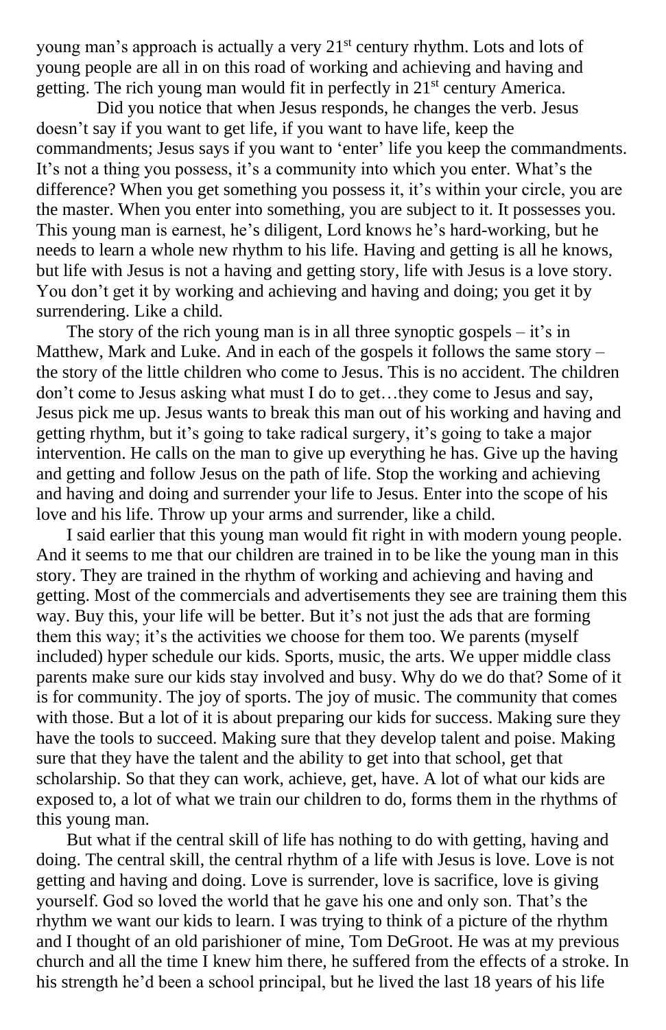young man's approach is actually a very 21st century rhythm. Lots and lots of young people are all in on this road of working and achieving and having and getting. The rich young man would fit in perfectly in 21st century America.

Did you notice that when Jesus responds, he changes the verb. Jesus doesn't say if you want to get life, if you want to have life, keep the commandments; Jesus says if you want to 'enter' life you keep the commandments. It's not a thing you possess, it's a community into which you enter. What's the difference? When you get something you possess it, it's within your circle, you are the master. When you enter into something, you are subject to it. It possesses you. This young man is earnest, he's diligent, Lord knows he's hard-working, but he needs to learn a whole new rhythm to his life. Having and getting is all he knows, but life with Jesus is not a having and getting story, life with Jesus is a love story. You don't get it by working and achieving and having and doing; you get it by surrendering. Like a child.

The story of the rich young man is in all three synoptic gospels – it's in Matthew, Mark and Luke. And in each of the gospels it follows the same story – the story of the little children who come to Jesus. This is no accident. The children don't come to Jesus asking what must I do to get…they come to Jesus and say, Jesus pick me up. Jesus wants to break this man out of his working and having and getting rhythm, but it's going to take radical surgery, it's going to take a major intervention. He calls on the man to give up everything he has. Give up the having and getting and follow Jesus on the path of life. Stop the working and achieving and having and doing and surrender your life to Jesus. Enter into the scope of his love and his life. Throw up your arms and surrender, like a child.

I said earlier that this young man would fit right in with modern young people. And it seems to me that our children are trained in to be like the young man in this story. They are trained in the rhythm of working and achieving and having and getting. Most of the commercials and advertisements they see are training them this way. Buy this, your life will be better. But it's not just the ads that are forming them this way; it's the activities we choose for them too. We parents (myself included) hyper schedule our kids. Sports, music, the arts. We upper middle class parents make sure our kids stay involved and busy. Why do we do that? Some of it is for community. The joy of sports. The joy of music. The community that comes with those. But a lot of it is about preparing our kids for success. Making sure they have the tools to succeed. Making sure that they develop talent and poise. Making sure that they have the talent and the ability to get into that school, get that scholarship. So that they can work, achieve, get, have. A lot of what our kids are exposed to, a lot of what we train our children to do, forms them in the rhythms of this young man.

But what if the central skill of life has nothing to do with getting, having and doing. The central skill, the central rhythm of a life with Jesus is love. Love is not getting and having and doing. Love is surrender, love is sacrifice, love is giving yourself. God so loved the world that he gave his one and only son. That's the rhythm we want our kids to learn. I was trying to think of a picture of the rhythm and I thought of an old parishioner of mine, Tom DeGroot. He was at my previous church and all the time I knew him there, he suffered from the effects of a stroke. In his strength he'd been a school principal, but he lived the last 18 years of his life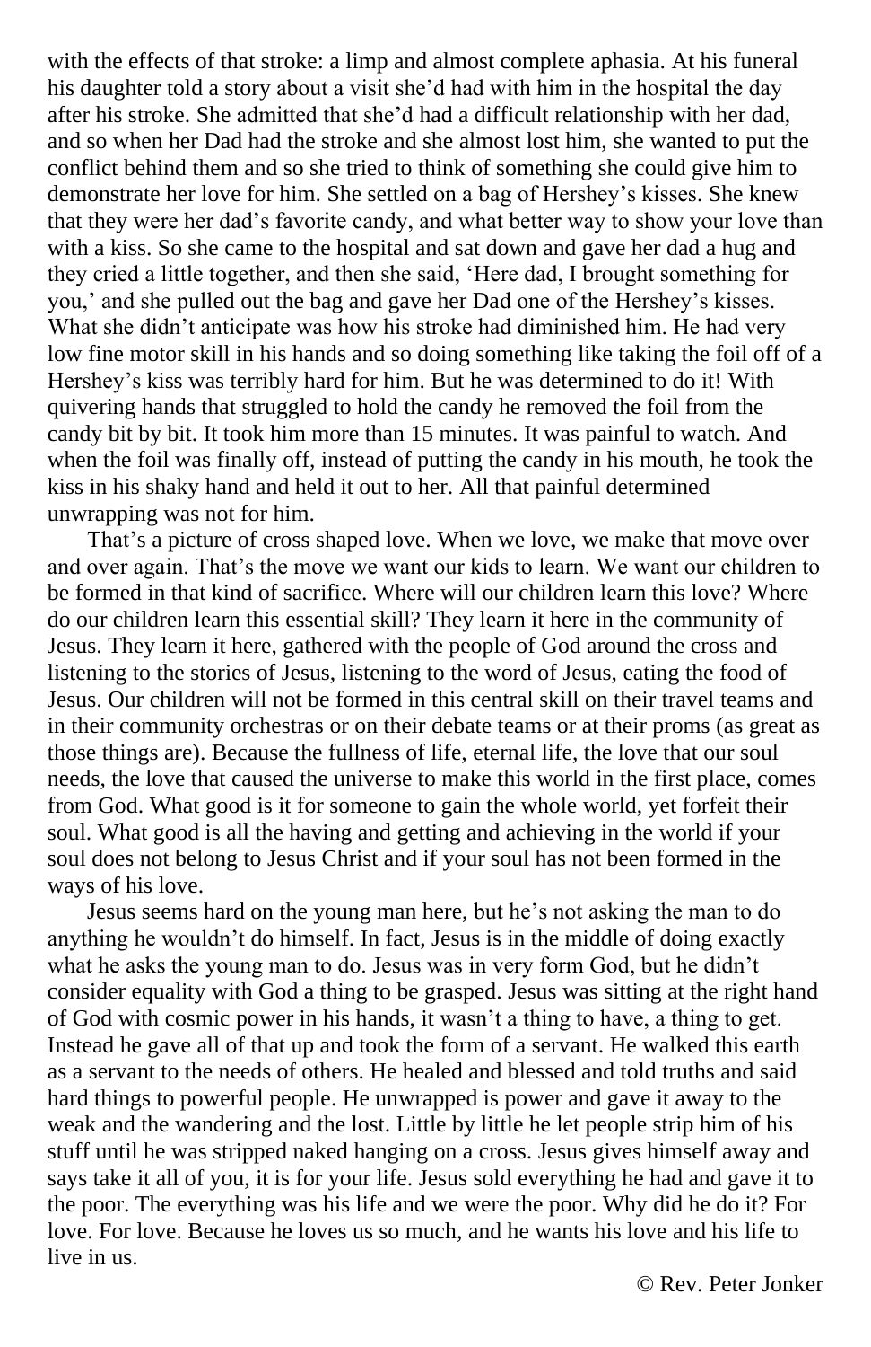with the effects of that stroke: a limp and almost complete aphasia. At his funeral his daughter told a story about a visit she'd had with him in the hospital the day after his stroke. She admitted that she'd had a difficult relationship with her dad, and so when her Dad had the stroke and she almost lost him, she wanted to put the conflict behind them and so she tried to think of something she could give him to demonstrate her love for him. She settled on a bag of Hershey's kisses. She knew that they were her dad's favorite candy, and what better way to show your love than with a kiss. So she came to the hospital and sat down and gave her dad a hug and they cried a little together, and then she said, 'Here dad, I brought something for you,' and she pulled out the bag and gave her Dad one of the Hershey's kisses. What she didn't anticipate was how his stroke had diminished him. He had very low fine motor skill in his hands and so doing something like taking the foil off of a Hershey's kiss was terribly hard for him. But he was determined to do it! With quivering hands that struggled to hold the candy he removed the foil from the candy bit by bit. It took him more than 15 minutes. It was painful to watch. And when the foil was finally off, instead of putting the candy in his mouth, he took the kiss in his shaky hand and held it out to her. All that painful determined unwrapping was not for him.

That's a picture of cross shaped love. When we love, we make that move over and over again. That's the move we want our kids to learn. We want our children to be formed in that kind of sacrifice. Where will our children learn this love? Where do our children learn this essential skill? They learn it here in the community of Jesus. They learn it here, gathered with the people of God around the cross and listening to the stories of Jesus, listening to the word of Jesus, eating the food of Jesus. Our children will not be formed in this central skill on their travel teams and in their community orchestras or on their debate teams or at their proms (as great as those things are). Because the fullness of life, eternal life, the love that our soul needs, the love that caused the universe to make this world in the first place, comes from God. What good is it for someone to gain the whole world, yet forfeit their soul. What good is all the having and getting and achieving in the world if your soul does not belong to Jesus Christ and if your soul has not been formed in the ways of his love.

Jesus seems hard on the young man here, but he's not asking the man to do anything he wouldn't do himself. In fact, Jesus is in the middle of doing exactly what he asks the young man to do. Jesus was in very form God, but he didn't consider equality with God a thing to be grasped. Jesus was sitting at the right hand of God with cosmic power in his hands, it wasn't a thing to have, a thing to get. Instead he gave all of that up and took the form of a servant. He walked this earth as a servant to the needs of others. He healed and blessed and told truths and said hard things to powerful people. He unwrapped is power and gave it away to the weak and the wandering and the lost. Little by little he let people strip him of his stuff until he was stripped naked hanging on a cross. Jesus gives himself away and says take it all of you, it is for your life. Jesus sold everything he had and gave it to the poor. The everything was his life and we were the poor. Why did he do it? For love. For love. Because he loves us so much, and he wants his love and his life to live in us.

© Rev. Peter Jonker